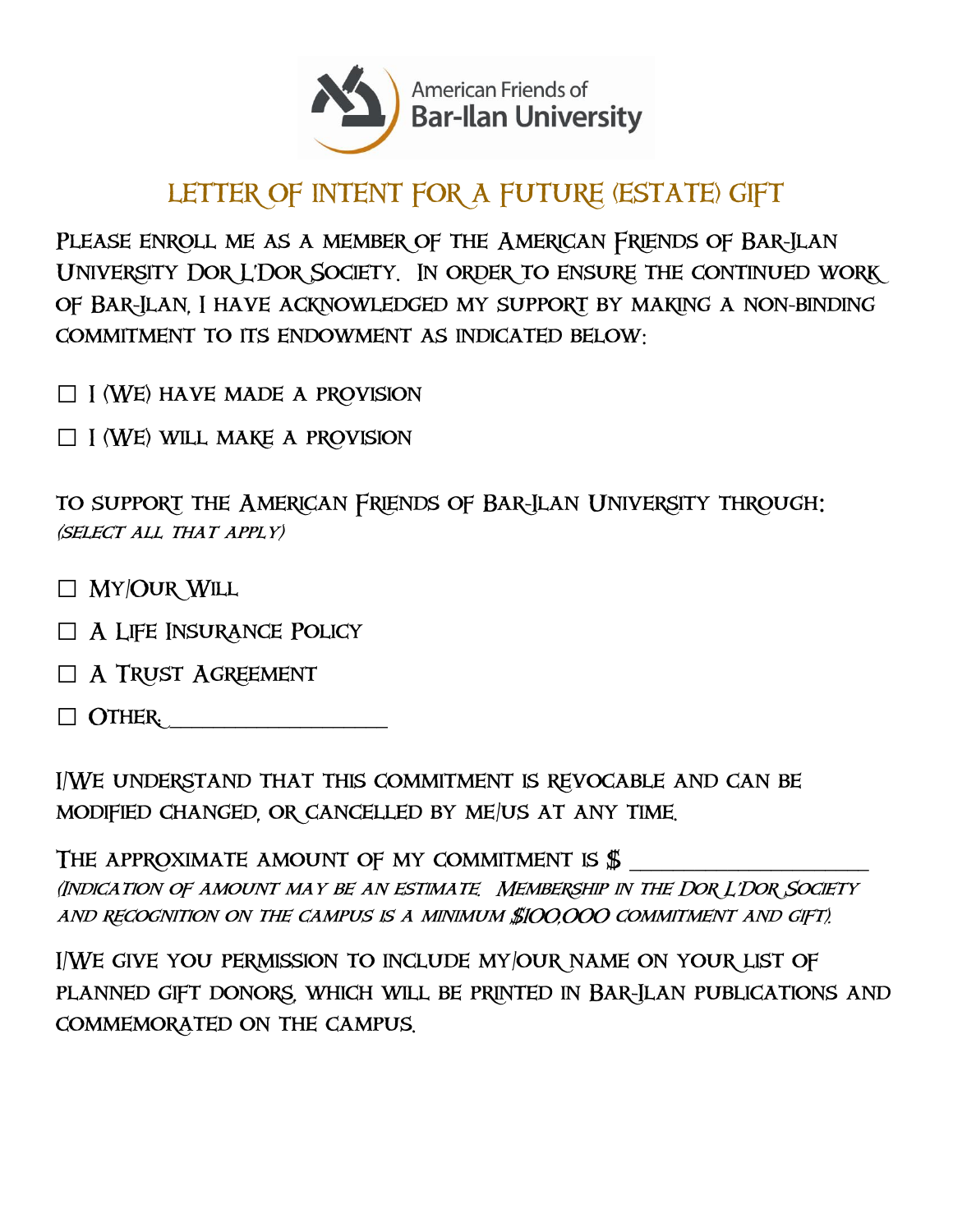American Friends of
Bar-Ilan University

# Letter of Intent for a Future (Estate) Gift

Please enroll me as a member of the American Friends of Bar-Ilan University Dor L'Dor Society. In order to ensure the continued work of Bar-Ilan, I have acknowledged my support by making a non-binding commitment to its endowment as indicated below:

☐ I (We) have made a provision

☐ I (We) will make a provision

to support the American Friends of Bar-Ilan University through:
*(select all that apply)*

☐ My/Our Will

☐ A Life Insurance Policy

☐ A Trust Agreement

☐ Other:____________________

I/We understand that this commitment is revocable and can be modified changed, or cancelled by me/us at any time.

The approximate amount of my commitment is $ ______________________
*(Indication of amount may be an estimate. Membership in the Dor L'Dor Society and recognition on the campus is a minimum $100,000 commitment and gift).*

I/We give you permission to include my/our name on your list of planned gift donors, which will be printed in Bar-Ilan publications and commemorated on the campus.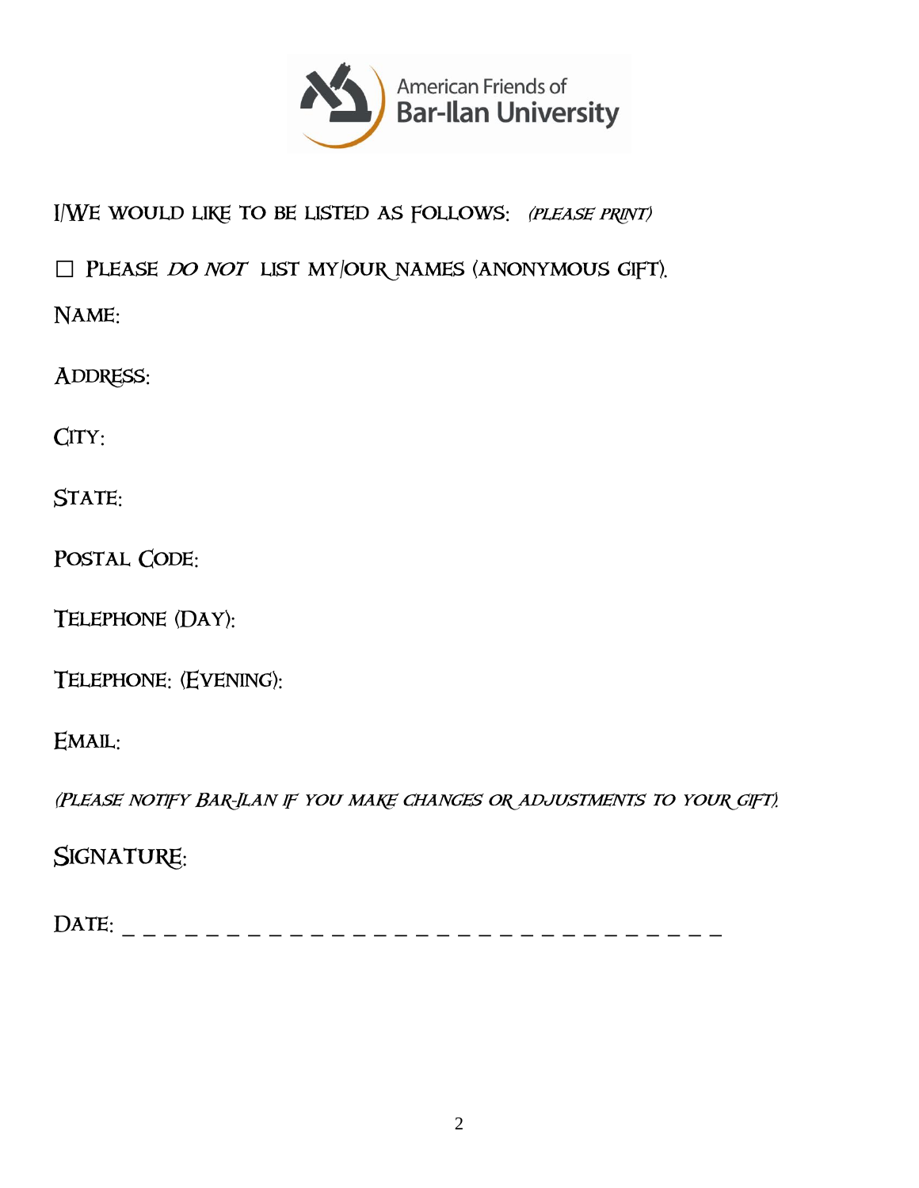American Friends of
Bar-Ilan University

I/We would like to be listed as follows: *(please print)*

☐ Please *do not* list my/our names (anonymous gift).

Name:

Address:

City:

State:

Postal Code:

Telephone (Day):

Telephone: (Evening):

Email:

*(Please notify Bar-Ilan if you make changes or adjustments to your gift).*

Signature:

Date: _ _ _ _ _ _ _ _ _ _ _ _ _ _ _ _ _ _ _ _ _ _ _ _ _ _ _ _ _ _ _